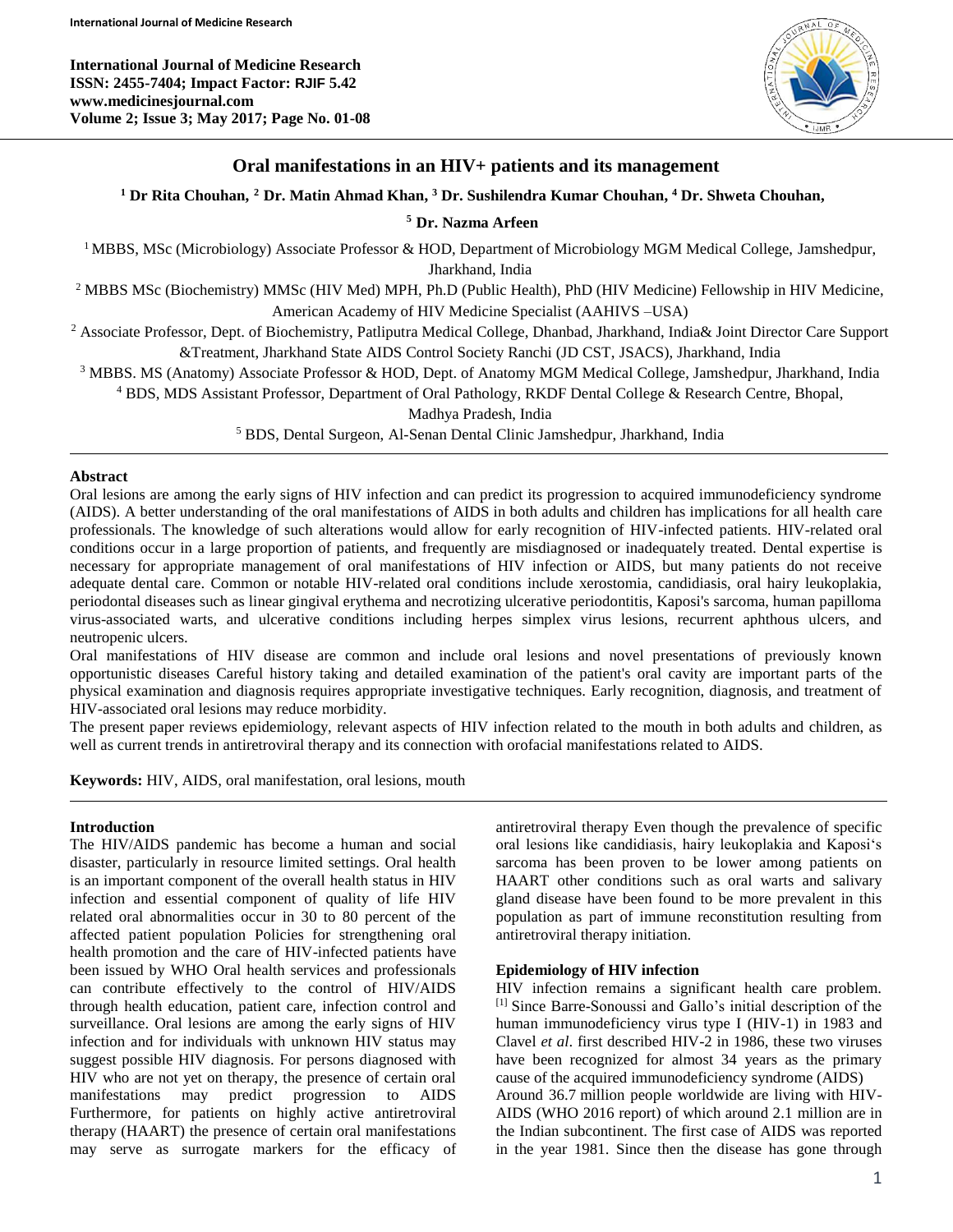# Oral manifestations in an HIV+ patients and its management

[1] Dr Rita Chouhan, [2] Dr. Matin Ahmad Khan, [3] Dr. Sushilendra Kumar Chouhan, [4] Dr. Shweta Chouhan, [5] Dr. Nazma Arfeen

[1] MBBS, MSc (Microbiology) Associate Professor & HOD, Department of Microbiology MGM Medical College, Jamshedpur, Jharkhand, India

[2] MBBS MSc (Biochemistry) MMSc (HIV Med) MPH, Ph.D (Public Health), PhD (HIV Medicine) Fellowship in HIV Medicine, American Academy of HIV Medicine Specialist (AAHIVS –USA)

[2] Associate Professor, Dept. of Biochemistry, Patliputra Medical College, Dhanbad, Jharkhand, India& Joint Director Care Support &Treatment, Jharkhand State AIDS Control Society Ranchi (JD CST, JSACS), Jharkhand, India

[3] MBBS. MS (Anatomy) Associate Professor & HOD, Dept. of Anatomy MGM Medical College, Jamshedpur, Jharkhand, India

[4] BDS, MDS Assistant Professor, Department of Oral Pathology, RKDF Dental College & Research Centre, Bhopal, Madhya Pradesh, India

[5] BDS, Dental Surgeon, Al-Senan Dental Clinic Jamshedpur, Jharkhand, India

## Abstract

Oral lesions are among the early signs of HIV infection and can predict its progression to acquired immunodeficiency syndrome (AIDS). A better understanding of the oral manifestations of AIDS in both adults and children has implications for all health care professionals. The knowledge of such alterations would allow for early recognition of HIV-infected patients. HIV-related oral conditions occur in a large proportion of patients, and frequently are misdiagnosed or inadequately treated. Dental expertise is necessary for appropriate management of oral manifestations of HIV infection or AIDS, but many patients do not receive adequate dental care. Common or notable HIV-related oral conditions include xerostomia, candidiasis, oral hairy leukoplakia, periodontal diseases such as linear gingival erythema and necrotizing ulcerative periodontitis, Kaposi's sarcoma, human papilloma virus-associated warts, and ulcerative conditions including herpes simplex virus lesions, recurrent aphthous ulcers, and neutropenic ulcers.

Oral manifestations of HIV disease are common and include oral lesions and novel presentations of previously known opportunistic diseases Careful history taking and detailed examination of the patient's oral cavity are important parts of the physical examination and diagnosis requires appropriate investigative techniques. Early recognition, diagnosis, and treatment of HIV-associated oral lesions may reduce morbidity.

The present paper reviews epidemiology, relevant aspects of HIV infection related to the mouth in both adults and children, as well as current trends in antiretroviral therapy and its connection with orofacial manifestations related to AIDS.

**Keywords:** HIV, AIDS, oral manifestation, oral lesions, mouth

## Introduction

The HIV/AIDS pandemic has become a human and social disaster, particularly in resource limited settings. Oral health is an important component of the overall health status in HIV infection and essential component of quality of life HIV related oral abnormalities occur in 30 to 80 percent of the affected patient population Policies for strengthening oral health promotion and the care of HIV-infected patients have been issued by WHO Oral health services and professionals can contribute effectively to the control of HIV/AIDS through health education, patient care, infection control and surveillance. Oral lesions are among the early signs of HIV infection and for individuals with unknown HIV status may suggest possible HIV diagnosis. For persons diagnosed with HIV who are not yet on therapy, the presence of certain oral manifestations may predict progression to AIDS Furthermore, for patients on highly active antiretroviral therapy (HAART) the presence of certain oral manifestations may serve as surrogate markers for the efficacy of antiretroviral therapy Even though the prevalence of specific oral lesions like candidiasis, hairy leukoplakia and Kaposi's sarcoma has been proven to be lower among patients on HAART other conditions such as oral warts and salivary gland disease have been found to be more prevalent in this population as part of immune reconstitution resulting from antiretroviral therapy initiation.

## Epidemiology of HIV infection

HIV infection remains a significant health care problem. [1] Since Barre-Sonoussi and Gallo's initial description of the human immunodeficiency virus type I (HIV-1) in 1983 and Clavel *et al*. first described HIV-2 in 1986, these two viruses have been recognized for almost 34 years as the primary cause of the acquired immunodeficiency syndrome (AIDS)

Around 36.7 million people worldwide are living with HIV-AIDS (WHO 2016 report) of which around 2.1 million are in the Indian subcontinent. The first case of AIDS was reported in the year 1981. Since then the disease has gone through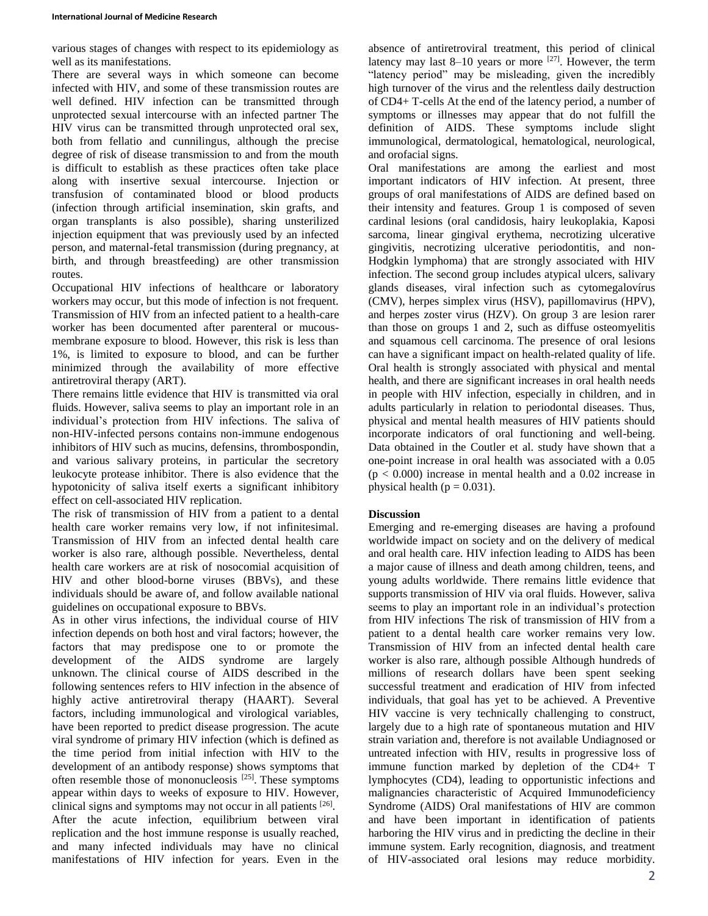various stages of changes with respect to its epidemiology as well as its manifestations.

There are several ways in which someone can become infected with HIV, and some of these transmission routes are well defined. HIV infection can be transmitted through unprotected sexual intercourse with an infected partner The HIV virus can be transmitted through unprotected oral sex, both from fellatio and cunnilingus, although the precise degree of risk of disease transmission to and from the mouth is difficult to establish as these practices often take place along with insertive sexual intercourse. Injection or transfusion of contaminated blood or blood products (infection through artificial insemination, skin grafts, and organ transplants is also possible), sharing unsterilized injection equipment that was previously used by an infected person, and maternal-fetal transmission (during pregnancy, at birth, and through breastfeeding) are other transmission routes.

Occupational HIV infections of healthcare or laboratory workers may occur, but this mode of infection is not frequent. Transmission of HIV from an infected patient to a health-care worker has been documented after parenteral or mucous-membrane exposure to blood. However, this risk is less than 1%, is limited to exposure to blood, and can be further minimized through the availability of more effective antiretroviral therapy (ART).

There remains little evidence that HIV is transmitted via oral fluids. However, saliva seems to play an important role in an individual's protection from HIV infections. The saliva of non-HIV-infected persons contains non-immune endogenous inhibitors of HIV such as mucins, defensins, thrombospondin, and various salivary proteins, in particular the secretory leukocyte protease inhibitor. There is also evidence that the hypotonicity of saliva itself exerts a significant inhibitory effect on cell-associated HIV replication.

The risk of transmission of HIV from a patient to a dental health care worker remains very low, if not infinitesimal. Transmission of HIV from an infected dental health care worker is also rare, although possible. Nevertheless, dental health care workers are at risk of nosocomial acquisition of HIV and other blood-borne viruses (BBVs), and these individuals should be aware of, and follow available national guidelines on occupational exposure to BBVs.

As in other virus infections, the individual course of HIV infection depends on both host and viral factors; however, the factors that may predispose one to or promote the development of the AIDS syndrome are largely unknown. The clinical course of AIDS described in the following sentences refers to HIV infection in the absence of highly active antiretroviral therapy (HAART). Several factors, including immunological and virological variables, have been reported to predict disease progression. The acute viral syndrome of primary HIV infection (which is defined as the time period from initial infection with HIV to the development of an antibody response) shows symptoms that often resemble those of mononucleosis [25]. These symptoms appear within days to weeks of exposure to HIV. However, clinical signs and symptoms may not occur in all patients [26].

After the acute infection, equilibrium between viral replication and the host immune response is usually reached, and many infected individuals may have no clinical manifestations of HIV infection for years. Even in the absence of antiretroviral treatment, this period of clinical latency may last 8–10 years or more [27]. However, the term "latency period" may be misleading, given the incredibly high turnover of the virus and the relentless daily destruction of CD4+ T-cells At the end of the latency period, a number of symptoms or illnesses may appear that do not fulfill the definition of AIDS. These symptoms include slight immunological, dermatological, hematological, neurological, and orofacial signs.

Oral manifestations are among the earliest and most important indicators of HIV infection. At present, three groups of oral manifestations of AIDS are defined based on their intensity and features. Group 1 is composed of seven cardinal lesions (oral candidosis, hairy leukoplakia, Kaposi sarcoma, linear gingival erythema, necrotizing ulcerative gingivitis, necrotizing ulcerative periodontitis, and non-Hodgkin lymphoma) that are strongly associated with HIV infection. The second group includes atypical ulcers, salivary glands diseases, viral infection such as cytomegalovírus (CMV), herpes simplex virus (HSV), papillomavirus (HPV), and herpes zoster virus (HZV). On group 3 are lesion rarer than those on groups 1 and 2, such as diffuse osteomyelitis and squamous cell carcinoma. The presence of oral lesions can have a significant impact on health-related quality of life. Oral health is strongly associated with physical and mental health, and there are significant increases in oral health needs in people with HIV infection, especially in children, and in adults particularly in relation to periodontal diseases. Thus, physical and mental health measures of HIV patients should incorporate indicators of oral functioning and well-being. Data obtained in the Coutler et al. study have shown that a one-point increase in oral health was associated with a 0.05 ($p < 0.000$) increase in mental health and a 0.02 increase in physical health ($p = 0.031$).

## Discussion

Emerging and re-emerging diseases are having a profound worldwide impact on society and on the delivery of medical and oral health care. HIV infection leading to AIDS has been a major cause of illness and death among children, teens, and young adults worldwide. There remains little evidence that supports transmission of HIV via oral fluids. However, saliva seems to play an important role in an individual's protection from HIV infections The risk of transmission of HIV from a patient to a dental health care worker remains very low. Transmission of HIV from an infected dental health care worker is also rare, although possible Although hundreds of millions of research dollars have been spent seeking successful treatment and eradication of HIV from infected individuals, that goal has yet to be achieved. A Preventive HIV vaccine is very technically challenging to construct, largely due to a high rate of spontaneous mutation and HIV strain variation and, therefore is not available Undiagnosed or untreated infection with HIV, results in progressive loss of immune function marked by depletion of the CD4+ T lymphocytes (CD4), leading to opportunistic infections and malignancies characteristic of Acquired Immunodeficiency Syndrome (AIDS) Oral manifestations of HIV are common and have been important in identification of patients harboring the HIV virus and in predicting the decline in their immune system. Early recognition, diagnosis, and treatment of HIV-associated oral lesions may reduce morbidity.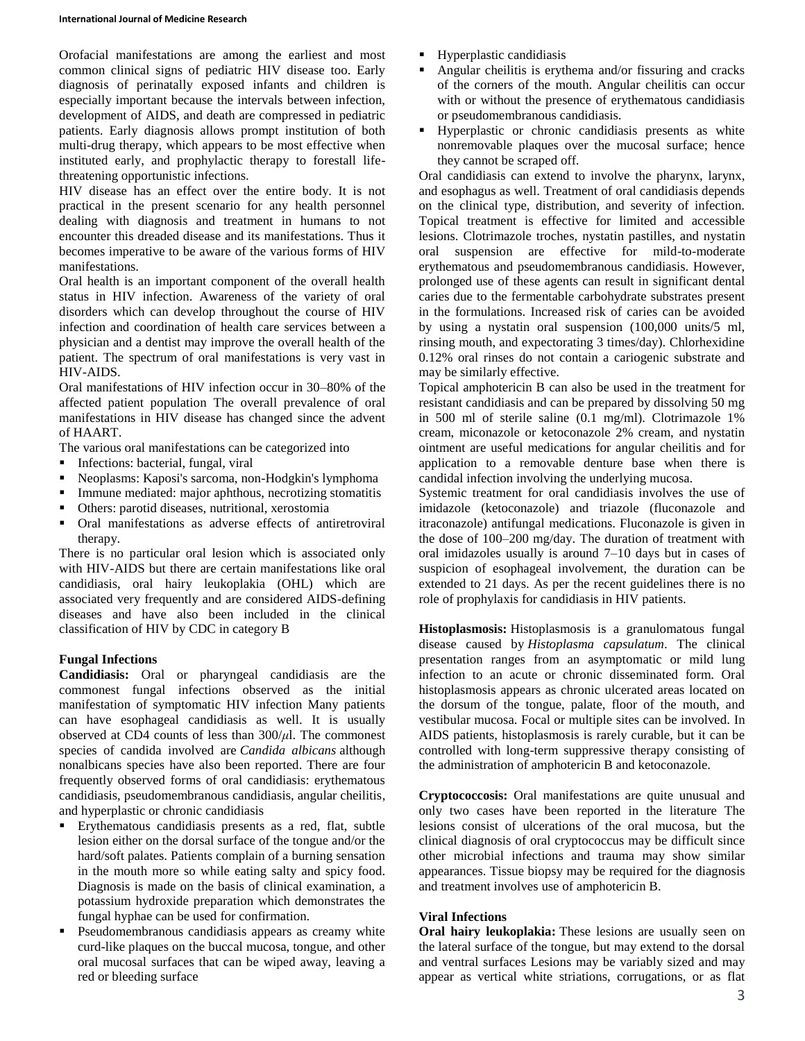Orofacial manifestations are among the earliest and most common clinical signs of pediatric HIV disease too. Early diagnosis of perinatally exposed infants and children is especially important because the intervals between infection, development of AIDS, and death are compressed in pediatric patients. Early diagnosis allows prompt institution of both multi-drug therapy, which appears to be most effective when instituted early, and prophylactic therapy to forestall life-threatening opportunistic infections.

HIV disease has an effect over the entire body. It is not practical in the present scenario for any health personnel dealing with diagnosis and treatment in humans to not encounter this dreaded disease and its manifestations. Thus it becomes imperative to be aware of the various forms of HIV manifestations.

Oral health is an important component of the overall health status in HIV infection. Awareness of the variety of oral disorders which can develop throughout the course of HIV infection and coordination of health care services between a physician and a dentist may improve the overall health of the patient. The spectrum of oral manifestations is very vast in HIV-AIDS.

Oral manifestations of HIV infection occur in 30–80% of the affected patient population The overall prevalence of oral manifestations in HIV disease has changed since the advent of HAART.

The various oral manifestations can be categorized into

- Infections: bacterial, fungal, viral
- Neoplasms: Kaposi's sarcoma, non-Hodgkin's lymphoma
- Immune mediated: major aphthous, necrotizing stomatitis
- Others: parotid diseases, nutritional, xerostomia
- Oral manifestations as adverse effects of antiretroviral therapy.

There is no particular oral lesion which is associated only with HIV-AIDS but there are certain manifestations like oral candidiasis, oral hairy leukoplakia (OHL) which are associated very frequently and are considered AIDS-defining diseases and have also been included in the clinical classification of HIV by CDC in category B

### Fungal Infections

**Candidiasis:** Oral or pharyngeal candidiasis are the commonest fungal infections observed as the initial manifestation of symptomatic HIV infection Many patients can have esophageal candidiasis as well. It is usually observed at CD4 counts of less than 300/$\mu$l. The commonest species of candida involved are *Candida albicans* although nonalbicans species have also been reported. There are four frequently observed forms of oral candidiasis: erythematous candidiasis, pseudomembranous candidiasis, angular cheilitis, and hyperplastic or chronic candidiasis

- Erythematous candidiasis presents as a red, flat, subtle lesion either on the dorsal surface of the tongue and/or the hard/soft palates. Patients complain of a burning sensation in the mouth more so while eating salty and spicy food. Diagnosis is made on the basis of clinical examination, a potassium hydroxide preparation which demonstrates the fungal hyphae can be used for confirmation.
- Pseudomembranous candidiasis appears as creamy white curd-like plaques on the buccal mucosa, tongue, and other oral mucosal surfaces that can be wiped away, leaving a red or bleeding surface
- Hyperplastic candidiasis
- Angular cheilitis is erythema and/or fissuring and cracks of the corners of the mouth. Angular cheilitis can occur with or without the presence of erythematous candidiasis or pseudomembranous candidiasis.
- Hyperplastic or chronic candidiasis presents as white nonremovable plaques over the mucosal surface; hence they cannot be scraped off.

Oral candidiasis can extend to involve the pharynx, larynx, and esophagus as well. Treatment of oral candidiasis depends on the clinical type, distribution, and severity of infection. Topical treatment is effective for limited and accessible lesions. Clotrimazole troches, nystatin pastilles, and nystatin oral suspension are effective for mild-to-moderate erythematous and pseudomembranous candidiasis. However, prolonged use of these agents can result in significant dental caries due to the fermentable carbohydrate substrates present in the formulations. Increased risk of caries can be avoided by using a nystatin oral suspension (100,000 units/5 ml, rinsing mouth, and expectorating 3 times/day). Chlorhexidine 0.12% oral rinses do not contain a cariogenic substrate and may be similarly effective.

Topical amphotericin B can also be used in the treatment for resistant candidiasis and can be prepared by dissolving 50 mg in 500 ml of sterile saline (0.1 mg/ml). Clotrimazole 1% cream, miconazole or ketoconazole 2% cream, and nystatin ointment are useful medications for angular cheilitis and for application to a removable denture base when there is candidal infection involving the underlying mucosa.

Systemic treatment for oral candidiasis involves the use of imidazole (ketoconazole) and triazole (fluconazole and itraconazole) antifungal medications. Fluconazole is given in the dose of 100–200 mg/day. The duration of treatment with oral imidazoles usually is around 7–10 days but in cases of suspicion of esophageal involvement, the duration can be extended to 21 days. As per the recent guidelines there is no role of prophylaxis for candidiasis in HIV patients.

**Histoplasmosis:** Histoplasmosis is a granulomatous fungal disease caused by *Histoplasma capsulatum*. The clinical presentation ranges from an asymptomatic or mild lung infection to an acute or chronic disseminated form. Oral histoplasmosis appears as chronic ulcerated areas located on the dorsum of the tongue, palate, floor of the mouth, and vestibular mucosa. Focal or multiple sites can be involved. In AIDS patients, histoplasmosis is rarely curable, but it can be controlled with long-term suppressive therapy consisting of the administration of amphotericin B and ketoconazole.

**Cryptococcosis:** Oral manifestations are quite unusual and only two cases have been reported in the literature The lesions consist of ulcerations of the oral mucosa, but the clinical diagnosis of oral cryptococcus may be difficult since other microbial infections and trauma may show similar appearances. Tissue biopsy may be required for the diagnosis and treatment involves use of amphotericin B.

### Viral Infections

**Oral hairy leukoplakia:** These lesions are usually seen on the lateral surface of the tongue, but may extend to the dorsal and ventral surfaces Lesions may be variably sized and may appear as vertical white striations, corrugations, or as flat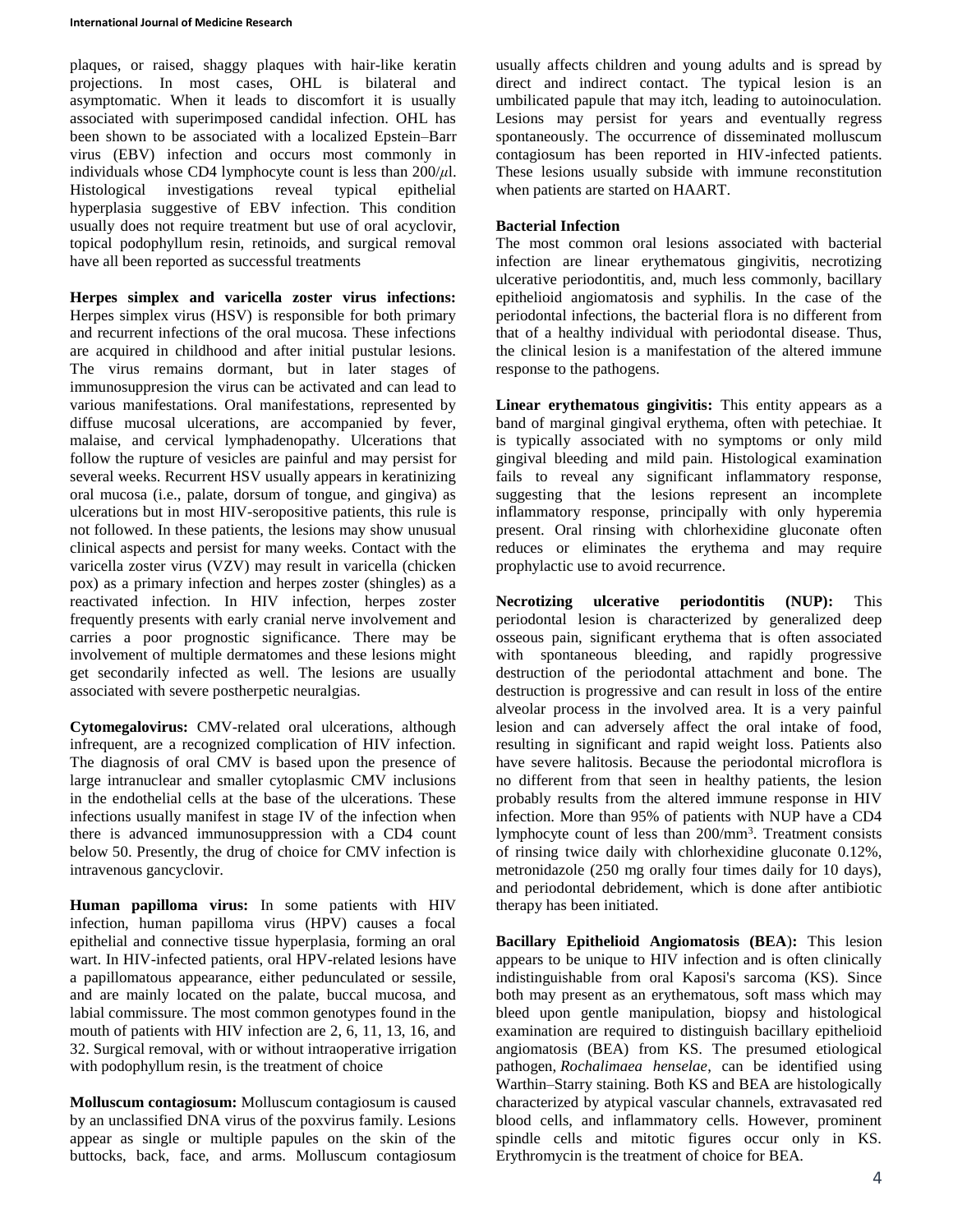plaques, or raised, shaggy plaques with hair-like keratin projections. In most cases, OHL is bilateral and asymptomatic. When it leads to discomfort it is usually associated with superimposed candidal infection. OHL has been shown to be associated with a localized Epstein–Barr virus (EBV) infection and occurs most commonly in individuals whose CD4 lymphocyte count is less than 200/$\mu$l. Histological investigations reveal typical epithelial hyperplasia suggestive of EBV infection. This condition usually does not require treatment but use of oral acyclovir, topical podophyllum resin, retinoids, and surgical removal have all been reported as successful treatments

**Herpes simplex and varicella zoster virus infections:** Herpes simplex virus (HSV) is responsible for both primary and recurrent infections of the oral mucosa. These infections are acquired in childhood and after initial pustular lesions. The virus remains dormant, but in later stages of immunosuppresion the virus can be activated and can lead to various manifestations. Oral manifestations, represented by diffuse mucosal ulcerations, are accompanied by fever, malaise, and cervical lymphadenopathy. Ulcerations that follow the rupture of vesicles are painful and may persist for several weeks. Recurrent HSV usually appears in keratinizing oral mucosa (i.e., palate, dorsum of tongue, and gingiva) as ulcerations but in most HIV-seropositive patients, this rule is not followed. In these patients, the lesions may show unusual clinical aspects and persist for many weeks. Contact with the varicella zoster virus (VZV) may result in varicella (chicken pox) as a primary infection and herpes zoster (shingles) as a reactivated infection. In HIV infection, herpes zoster frequently presents with early cranial nerve involvement and carries a poor prognostic significance. There may be involvement of multiple dermatomes and these lesions might get secondarily infected as well. The lesions are usually associated with severe postherpetic neuralgias.

**Cytomegalovirus:** CMV-related oral ulcerations, although infrequent, are a recognized complication of HIV infection. The diagnosis of oral CMV is based upon the presence of large intranuclear and smaller cytoplasmic CMV inclusions in the endothelial cells at the base of the ulcerations. These infections usually manifest in stage IV of the infection when there is advanced immunosuppression with a CD4 count below 50. Presently, the drug of choice for CMV infection is intravenous gancyclovir.

**Human papilloma virus:** In some patients with HIV infection, human papilloma virus (HPV) causes a focal epithelial and connective tissue hyperplasia, forming an oral wart. In HIV-infected patients, oral HPV-related lesions have a papillomatous appearance, either pedunculated or sessile, and are mainly located on the palate, buccal mucosa, and labial commissure. The most common genotypes found in the mouth of patients with HIV infection are 2, 6, 11, 13, 16, and 32. Surgical removal, with or without intraoperative irrigation with podophyllum resin, is the treatment of choice

**Molluscum contagiosum:** Molluscum contagiosum is caused by an unclassified DNA virus of the poxvirus family. Lesions appear as single or multiple papules on the skin of the buttocks, back, face, and arms. Molluscum contagiosum usually affects children and young adults and is spread by direct and indirect contact. The typical lesion is an umbilicated papule that may itch, leading to autoinoculation. Lesions may persist for years and eventually regress spontaneously. The occurrence of disseminated molluscum contagiosum has been reported in HIV-infected patients. These lesions usually subside with immune reconstitution when patients are started on HAART.

**Bacterial Infection**

The most common oral lesions associated with bacterial infection are linear erythematous gingivitis, necrotizing ulcerative periodontitis, and, much less commonly, bacillary epithelioid angiomatosis and syphilis. In the case of the periodontal infections, the bacterial flora is no different from that of a healthy individual with periodontal disease. Thus, the clinical lesion is a manifestation of the altered immune response to the pathogens.

**Linear erythematous gingivitis:** This entity appears as a band of marginal gingival erythema, often with petechiae. It is typically associated with no symptoms or only mild gingival bleeding and mild pain. Histological examination fails to reveal any significant inflammatory response, suggesting that the lesions represent an incomplete inflammatory response, principally with only hyperemia present. Oral rinsing with chlorhexidine gluconate often reduces or eliminates the erythema and may require prophylactic use to avoid recurrence.

**Necrotizing ulcerative periodontitis (NUP):** This periodontal lesion is characterized by generalized deep osseous pain, significant erythema that is often associated with spontaneous bleeding, and rapidly progressive destruction of the periodontal attachment and bone. The destruction is progressive and can result in loss of the entire alveolar process in the involved area. It is a very painful lesion and can adversely affect the oral intake of food, resulting in significant and rapid weight loss. Patients also have severe halitosis. Because the periodontal microflora is no different from that seen in healthy patients, the lesion probably results from the altered immune response in HIV infection. More than 95% of patients with NUP have a CD4 lymphocyte count of less than 200/mm$^3$. Treatment consists of rinsing twice daily with chlorhexidine gluconate 0.12%, metronidazole (250 mg orally four times daily for 10 days), and periodontal debridement, which is done after antibiotic therapy has been initiated.

**Bacillary Epithelioid Angiomatosis (BEA):** This lesion appears to be unique to HIV infection and is often clinically indistinguishable from oral Kaposi's sarcoma (KS). Since both may present as an erythematous, soft mass which may bleed upon gentle manipulation, biopsy and histological examination are required to distinguish bacillary epithelioid angiomatosis (BEA) from KS. The presumed etiological pathogen, *Rochalimaea henselae*, can be identified using Warthin–Starry staining. Both KS and BEA are histologically characterized by atypical vascular channels, extravasated red blood cells, and inflammatory cells. However, prominent spindle cells and mitotic figures occur only in KS. Erythromycin is the treatment of choice for BEA.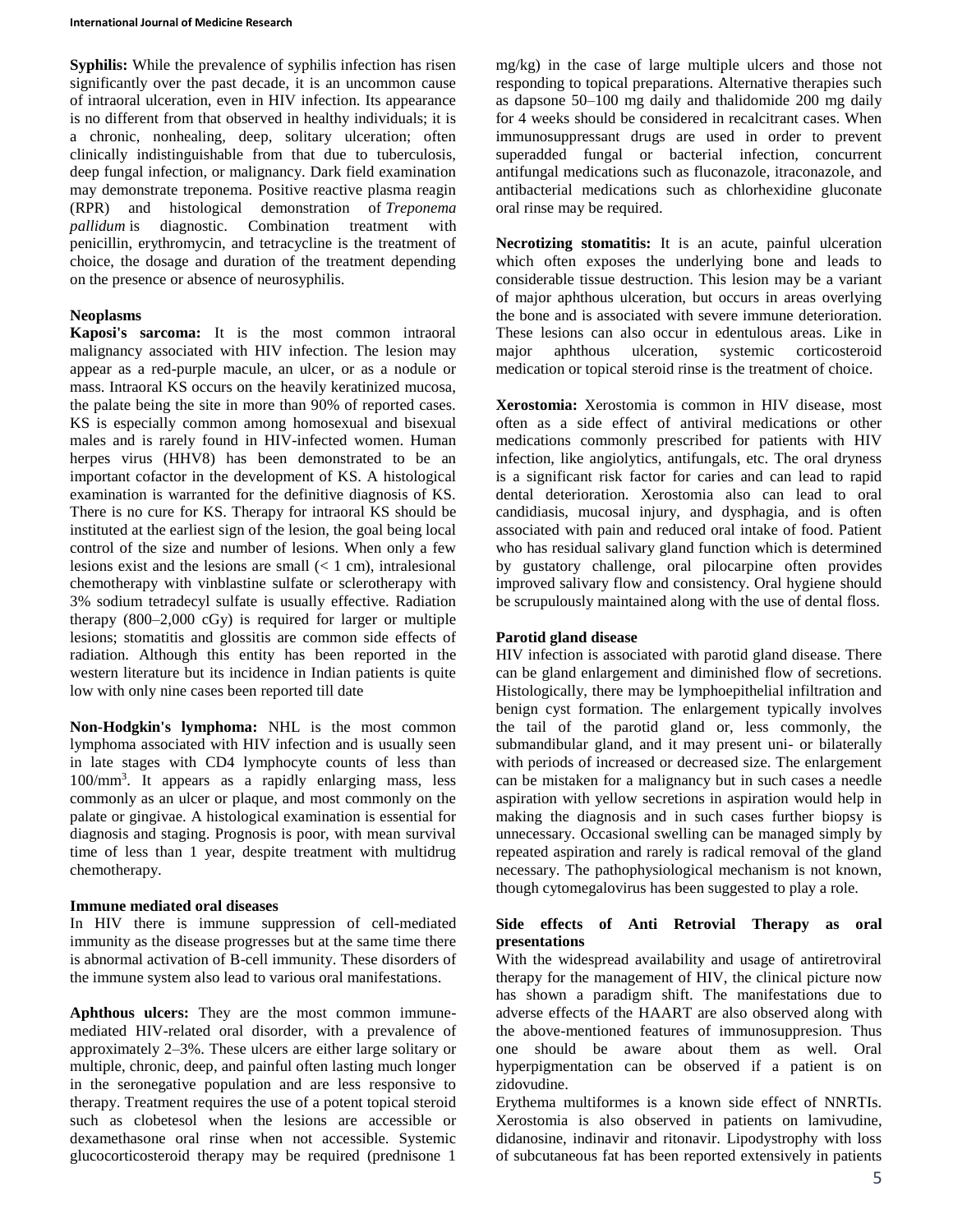**Syphilis:** While the prevalence of syphilis infection has risen significantly over the past decade, it is an uncommon cause of intraoral ulceration, even in HIV infection. Its appearance is no different from that observed in healthy individuals; it is a chronic, nonhealing, deep, solitary ulceration; often clinically indistinguishable from that due to tuberculosis, deep fungal infection, or malignancy. Dark field examination may demonstrate treponema. Positive reactive plasma reagin (RPR) and histological demonstration of *Treponema pallidum* is diagnostic. Combination treatment with penicillin, erythromycin, and tetracycline is the treatment of choice, the dosage and duration of the treatment depending on the presence or absence of neurosyphilis.

#### Neoplasms

**Kaposi's sarcoma:** It is the most common intraoral malignancy associated with HIV infection. The lesion may appear as a red-purple macule, an ulcer, or as a nodule or mass. Intraoral KS occurs on the heavily keratinized mucosa, the palate being the site in more than 90% of reported cases. KS is especially common among homosexual and bisexual males and is rarely found in HIV-infected women. Human herpes virus (HHV8) has been demonstrated to be an important cofactor in the development of KS. A histological examination is warranted for the definitive diagnosis of KS. There is no cure for KS. Therapy for intraoral KS should be instituted at the earliest sign of the lesion, the goal being local control of the size and number of lesions. When only a few lesions exist and the lesions are small (< 1 cm), intralesional chemotherapy with vinblastine sulfate or sclerotherapy with 3% sodium tetradecyl sulfate is usually effective. Radiation therapy (800–2,000 cGy) is required for larger or multiple lesions; stomatitis and glossitis are common side effects of radiation. Although this entity has been reported in the western literature but its incidence in Indian patients is quite low with only nine cases been reported till date

**Non-Hodgkin's lymphoma:** NHL is the most common lymphoma associated with HIV infection and is usually seen in late stages with CD4 lymphocyte counts of less than $100/mm^3$. It appears as a rapidly enlarging mass, less commonly as an ulcer or plaque, and most commonly on the palate or gingivae. A histological examination is essential for diagnosis and staging. Prognosis is poor, with mean survival time of less than 1 year, despite treatment with multidrug chemotherapy.

#### Immune mediated oral diseases

In HIV there is immune suppression of cell-mediated immunity as the disease progresses but at the same time there is abnormal activation of B-cell immunity. These disorders of the immune system also lead to various oral manifestations.

**Aphthous ulcers:** They are the most common immune-mediated HIV-related oral disorder, with a prevalence of approximately 2–3%. These ulcers are either large solitary or multiple, chronic, deep, and painful often lasting much longer in the seronegative population and are less responsive to therapy. Treatment requires the use of a potent topical steroid such as clobetesol when the lesions are accessible or dexamethasone oral rinse when not accessible. Systemic glucocorticosteroid therapy may be required (prednisone 1 mg/kg) in the case of large multiple ulcers and those not responding to topical preparations. Alternative therapies such as dapsone 50–100 mg daily and thalidomide 200 mg daily for 4 weeks should be considered in recalcitrant cases. When immunosuppressant drugs are used in order to prevent superadded fungal or bacterial infection, concurrent antifungal medications such as fluconazole, itraconazole, and antibacterial medications such as chlorhexidine gluconate oral rinse may be required.

**Necrotizing stomatitis:** It is an acute, painful ulceration which often exposes the underlying bone and leads to considerable tissue destruction. This lesion may be a variant of major aphthous ulceration, but occurs in areas overlying the bone and is associated with severe immune deterioration. These lesions can also occur in edentulous areas. Like in major aphthous ulceration, systemic corticosteroid medication or topical steroid rinse is the treatment of choice.

**Xerostomia:** Xerostomia is common in HIV disease, most often as a side effect of antiviral medications or other medications commonly prescribed for patients with HIV infection, like angiolytics, antifungals, etc. The oral dryness is a significant risk factor for caries and can lead to rapid dental deterioration. Xerostomia also can lead to oral candidiasis, mucosal injury, and dysphagia, and is often associated with pain and reduced oral intake of food. Patient who has residual salivary gland function which is determined by gustatory challenge, oral pilocarpine often provides improved salivary flow and consistency. Oral hygiene should be scrupulously maintained along with the use of dental floss.

#### Parotid gland disease

HIV infection is associated with parotid gland disease. There can be gland enlargement and diminished flow of secretions. Histologically, there may be lymphoepithelial infiltration and benign cyst formation. The enlargement typically involves the tail of the parotid gland or, less commonly, the submandibular gland, and it may present uni- or bilaterally with periods of increased or decreased size. The enlargement can be mistaken for a malignancy but in such cases a needle aspiration with yellow secretions in aspiration would help in making the diagnosis and in such cases further biopsy is unnecessary. Occasional swelling can be managed simply by repeated aspiration and rarely is radical removal of the gland necessary. The pathophysiological mechanism is not known, though cytomegalovirus has been suggested to play a role.

#### Side effects of Anti Retrovial Therapy as oral presentations

With the widespread availability and usage of antiretroviral therapy for the management of HIV, the clinical picture now has shown a paradigm shift. The manifestations due to adverse effects of the HAART are also observed along with the above-mentioned features of immunosuppresion. Thus one should be aware about them as well. Oral hyperpigmentation can be observed if a patient is on zidovudine.

Erythema multiformes is a known side effect of NNRTIs. Xerostomia is also observed in patients on lamivudine, didanosine, indinavir and ritonavir. Lipodystrophy with loss of subcutaneous fat has been reported extensively in patients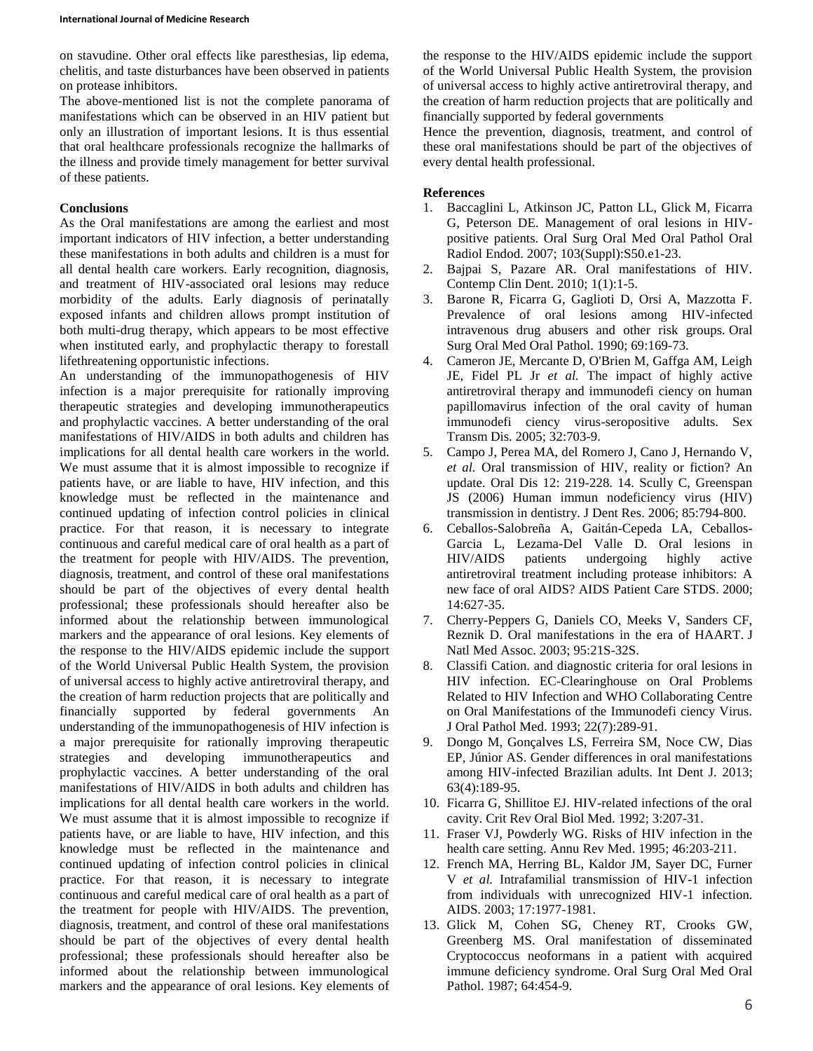on stavudine. Other oral effects like paresthesias, lip edema, chelitis, and taste disturbances have been observed in patients on protease inhibitors.

The above-mentioned list is not the complete panorama of manifestations which can be observed in an HIV patient but only an illustration of important lesions. It is thus essential that oral healthcare professionals recognize the hallmarks of the illness and provide timely management for better survival of these patients.

## Conclusions

As the Oral manifestations are among the earliest and most important indicators of HIV infection, a better understanding these manifestations in both adults and children is a must for all dental health care workers. Early recognition, diagnosis, and treatment of HIV-associated oral lesions may reduce morbidity of the adults. Early diagnosis of perinatally exposed infants and children allows prompt institution of both multi-drug therapy, which appears to be most effective when instituted early, and prophylactic therapy to forestall lifethreatening opportunistic infections.

An understanding of the immunopathogenesis of HIV infection is a major prerequisite for rationally improving therapeutic strategies and developing immunotherapeutics and prophylactic vaccines. A better understanding of the oral manifestations of HIV/AIDS in both adults and children has implications for all dental health care workers in the world. We must assume that it is almost impossible to recognize if patients have, or are liable to have, HIV infection, and this knowledge must be reflected in the maintenance and continued updating of infection control policies in clinical practice. For that reason, it is necessary to integrate continuous and careful medical care of oral health as a part of the treatment for people with HIV/AIDS. The prevention, diagnosis, treatment, and control of these oral manifestations should be part of the objectives of every dental health professional; these professionals should hereafter also be informed about the relationship between immunological markers and the appearance of oral lesions. Key elements of the response to the HIV/AIDS epidemic include the support of the World Universal Public Health System, the provision of universal access to highly active antiretroviral therapy, and the creation of harm reduction projects that are politically and financially supported by federal governments An understanding of the immunopathogenesis of HIV infection is a major prerequisite for rationally improving therapeutic strategies and developing immunotherapeutics and prophylactic vaccines. A better understanding of the oral manifestations of HIV/AIDS in both adults and children has implications for all dental health care workers in the world. We must assume that it is almost impossible to recognize if patients have, or are liable to have, HIV infection, and this knowledge must be reflected in the maintenance and continued updating of infection control policies in clinical practice. For that reason, it is necessary to integrate continuous and careful medical care of oral health as a part of the treatment for people with HIV/AIDS. The prevention, diagnosis, treatment, and control of these oral manifestations should be part of the objectives of every dental health professional; these professionals should hereafter also be informed about the relationship between immunological markers and the appearance of oral lesions. Key elements of the response to the HIV/AIDS epidemic include the support of the World Universal Public Health System, the provision of universal access to highly active antiretroviral therapy, and the creation of harm reduction projects that are politically and financially supported by federal governments

Hence the prevention, diagnosis, treatment, and control of these oral manifestations should be part of the objectives of every dental health professional.

## References

1. Baccaglini L, Atkinson JC, Patton LL, Glick M, Ficarra G, Peterson DE. Management of oral lesions in HIV-positive patients. Oral Surg Oral Med Oral Pathol Oral Radiol Endod. 2007; 103(Suppl):S50.e1-23.
2. Bajpai S, Pazare AR. Oral manifestations of HIV. Contemp Clin Dent. 2010; 1(1):1-5.
3. Barone R, Ficarra G, Gaglioti D, Orsi A, Mazzotta F. Prevalence of oral lesions among HIV-infected intravenous drug abusers and other risk groups. Oral Surg Oral Med Oral Pathol. 1990; 69:169-73.
4. Cameron JE, Mercante D, O'Brien M, Gaffga AM, Leigh JE, Fidel PL Jr *et al.* The impact of highly active antiretroviral therapy and immunodefi ciency on human papillomavirus infection of the oral cavity of human immunodefi ciency virus-seropositive adults. Sex Transm Dis. 2005; 32:703-9.
5. Campo J, Perea MA, del Romero J, Cano J, Hernando V, *et al.* Oral transmission of HIV, reality or fiction? An update. Oral Dis 12: 219-228. 14. Scully C, Greenspan JS (2006) Human immun nodeficiency virus (HIV) transmission in dentistry. J Dent Res. 2006; 85:794-800.
6. Ceballos-Salobreña A, Gaitán-Cepeda LA, Ceballos-Garcia L, Lezama-Del Valle D. Oral lesions in HIV/AIDS patients undergoing highly active antiretroviral treatment including protease inhibitors: A new face of oral AIDS? AIDS Patient Care STDS. 2000; 14:627-35.
7. Cherry-Peppers G, Daniels CO, Meeks V, Sanders CF, Reznik D. Oral manifestations in the era of HAART. J Natl Med Assoc. 2003; 95:21S-32S.
8. Classifi Cation. and diagnostic criteria for oral lesions in HIV infection. EC-Clearinghouse on Oral Problems Related to HIV Infection and WHO Collaborating Centre on Oral Manifestations of the Immunodefi ciency Virus. J Oral Pathol Med. 1993; 22(7):289-91.
9. Dongo M, Gonçalves LS, Ferreira SM, Noce CW, Dias EP, Júnior AS. Gender differences in oral manifestations among HIV-infected Brazilian adults. Int Dent J. 2013; 63(4):189-95.
10. Ficarra G, Shillitoe EJ. HIV-related infections of the oral cavity. Crit Rev Oral Biol Med. 1992; 3:207-31.
11. Fraser VJ, Powderly WG. Risks of HIV infection in the health care setting. Annu Rev Med. 1995; 46:203-211.
12. French MA, Herring BL, Kaldor JM, Sayer DC, Furner V *et al.* Intrafamilial transmission of HIV-1 infection from individuals with unrecognized HIV-1 infection. AIDS. 2003; 17:1977-1981.
13. Glick M, Cohen SG, Cheney RT, Crooks GW, Greenberg MS. Oral manifestation of disseminated Cryptococcus neoformans in a patient with acquired immune deficiency syndrome. Oral Surg Oral Med Oral Pathol. 1987; 64:454-9.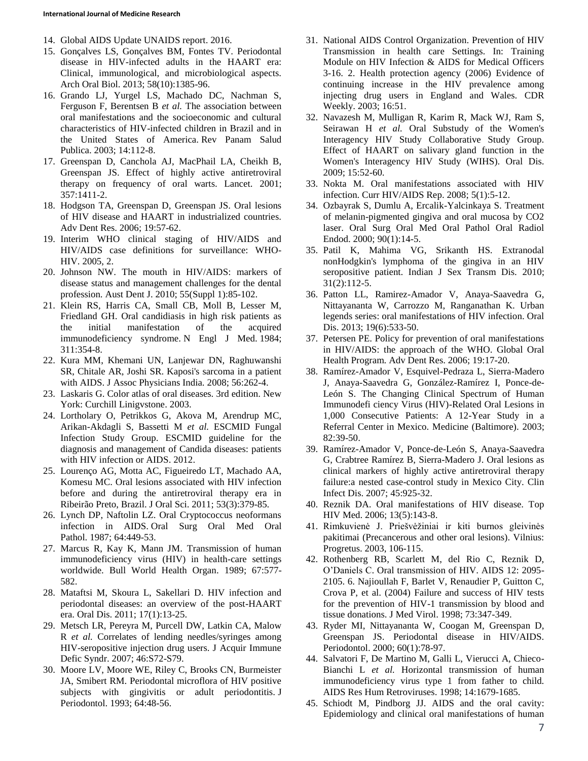14. Global AIDS Update UNAIDS report. 2016.
15. Gonçalves LS, Gonçalves BM, Fontes TV. Periodontal disease in HIV-infected adults in the HAART era: Clinical, immunological, and microbiological aspects. Arch Oral Biol. 2013; 58(10):1385-96.
16. Grando LJ, Yurgel LS, Machado DC, Nachman S, Ferguson F, Berentsen B *et al.* The association between oral manifestations and the socioeconomic and cultural characteristics of HIV-infected children in Brazil and in the United States of America. Rev Panam Salud Publica. 2003; 14:112-8.
17. Greenspan D, Canchola AJ, MacPhail LA, Cheikh B, Greenspan JS. Effect of highly active antiretroviral therapy on frequency of oral warts. Lancet. 2001; 357:1411-2.
18. Hodgson TA, Greenspan D, Greenspan JS. Oral lesions of HIV disease and HAART in industrialized countries. Adv Dent Res. 2006; 19:57-62.
19. Interim WHO clinical staging of HIV/AIDS and HIV/AIDS case definitions for surveillance: WHO-HIV. 2005, 2.
20. Johnson NW. The mouth in HIV/AIDS: markers of disease status and management challenges for the dental profession. Aust Dent J. 2010; 55(Suppl 1):85-102.
21. Klein RS, Harris CA, Small CB, Moll B, Lesser M, Friedland GH. Oral candidiasis in high risk patients as the initial manifestation of the acquired immunodeficiency syndrome. N Engl J Med. 1984; 311:354-8.
22. Kura MM, Khemani UN, Lanjewar DN, Raghuwanshi SR, Chitale AR, Joshi SR. Kaposi's sarcoma in a patient with AIDS. J Assoc Physicians India. 2008; 56:262-4.
23. Laskaris G. Color atlas of oral diseases. 3rd edition. New York: Curchill Linigvstone. 2003.
24. Lortholary O, Petrikkos G, Akova M, Arendrup MC, Arikan-Akdagli S, Bassetti M *et al.* ESCMID Fungal Infection Study Group. ESCMID guideline for the diagnosis and management of Candida diseases: patients with HIV infection or AIDS. 2012.
25. Lourenço AG, Motta AC, Figueiredo LT, Machado AA, Komesu MC. Oral lesions associated with HIV infection before and during the antiretroviral therapy era in Ribeirão Preto, Brazil. J Oral Sci. 2011; 53(3):379-85.
26. Lynch DP, Naftolin LZ. Oral Cryptococcus neoformans infection in AIDS. Oral Surg Oral Med Oral Pathol. 1987; 64:449-53.
27. Marcus R, Kay K, Mann JM. Transmission of human immunodeficiency virus (HIV) in health-care settings worldwide. Bull World Health Organ. 1989; 67:577-582.
28. Mataftsi M, Skoura L, Sakellari D. HIV infection and periodontal diseases: an overview of the post-HAART era. Oral Dis. 2011; 17(1):13-25.
29. Metsch LR, Pereyra M, Purcell DW, Latkin CA, Malow R *et al.* Correlates of lending needles/syringes among HIV-seropositive injection drug users. J Acquir Immune Defic Syndr. 2007; 46:S72-S79.
30. Moore LV, Moore WE, Riley C, Brooks CN, Burmeister JA, Smibert RM. Periodontal microflora of HIV positive subjects with gingivitis or adult periodontitis. J Periodontol. 1993; 64:48-56.
31. National AIDS Control Organization. Prevention of HIV Transmission in health care Settings. In: Training Module on HIV Infection & AIDS for Medical Officers 3-16. 2. Health protection agency (2006) Evidence of continuing increase in the HIV prevalence among injecting drug users in England and Wales. CDR Weekly. 2003; 16:51.
32. Navazesh M, Mulligan R, Karim R, Mack WJ, Ram S, Seirawan H *et al.* Oral Substudy of the Women's Interagency HIV Study Collaborative Study Group. Effect of HAART on salivary gland function in the Women's Interagency HIV Study (WIHS). Oral Dis. 2009; 15:52-60.
33. Nokta M. Oral manifestations associated with HIV infection. Curr HIV/AIDS Rep. 2008; 5(1):5-12.
34. Ozbayrak S, Dumlu A, Ercalik-Yalcinkaya S. Treatment of melanin-pigmented gingiva and oral mucosa by CO2 laser. Oral Surg Oral Med Oral Pathol Oral Radiol Endod. 2000; 90(1):14-5.
35. Patil K, Mahima VG, Srikanth HS. Extranodal nonHodgkin's lymphoma of the gingiva in an HIV seropositive patient. Indian J Sex Transm Dis. 2010; 31(2):112-5.
36. Patton LL, Ramirez-Amador V, Anaya-Saavedra G, Nittayananta W, Carrozzo M, Ranganathan K. Urban legends series: oral manifestations of HIV infection. Oral Dis. 2013; 19(6):533-50.
37. Petersen PE. Policy for prevention of oral manifestations in HIV/AIDS: the approach of the WHO. Global Oral Health Program. Adv Dent Res. 2006; 19:17-20.
38. Ramírez-Amador V, Esquivel-Pedraza L, Sierra-Madero J, Anaya-Saavedra G, González-Ramírez I, Ponce-de-León S. The Changing Clinical Spectrum of Human Immunodefi ciency Virus (HIV)-Related Oral Lesions in 1,000 Consecutive Patients: A 12-Year Study in a Referral Center in Mexico. Medicine (Baltimore). 2003; 82:39-50.
39. Ramírez-Amador V, Ponce-de-León S, Anaya-Saavedra G, Crabtree Ramírez B, Sierra-Madero J. Oral lesions as clinical markers of highly active antiretroviral therapy failure:a nested case-control study in Mexico City. Clin Infect Dis. 2007; 45:925-32.
40. Reznik DA. Oral manifestations of HIV disease. Top HIV Med. 2006; 13(5):143-8.
41. Rimkuvienė J. Priešvėžiniai ir kiti burnos gleivinės pakitimai (Precancerous and other oral lesions). Vilnius: Progretus. 2003, 106-115.
42. Rothenberg RB, Scarlett M, del Rio C, Reznik D, O'Daniels C. Oral transmission of HIV. AIDS 12: 2095-2105. 6. Najioullah F, Barlet V, Renaudier P, Guitton C, Crova P, et al. (2004) Failure and success of HIV tests for the prevention of HIV-1 transmission by blood and tissue donations. J Med Virol. 1998; 73:347-349.
43. Ryder MI, Nittayananta W, Coogan M, Greenspan D, Greenspan JS. Periodontal disease in HIV/AIDS. Periodontol. 2000; 60(1):78-97.
44. Salvatori F, De Martino M, Galli L, Vierucci A, Chieco-Bianchi L *et al.* Horizontal transmission of human immunodeficiency virus type 1 from father to child. AIDS Res Hum Retroviruses. 1998; 14:1679-1685.
45. Schiodt M, Pindborg JJ. AIDS and the oral cavity: Epidemiology and clinical oral manifestations of human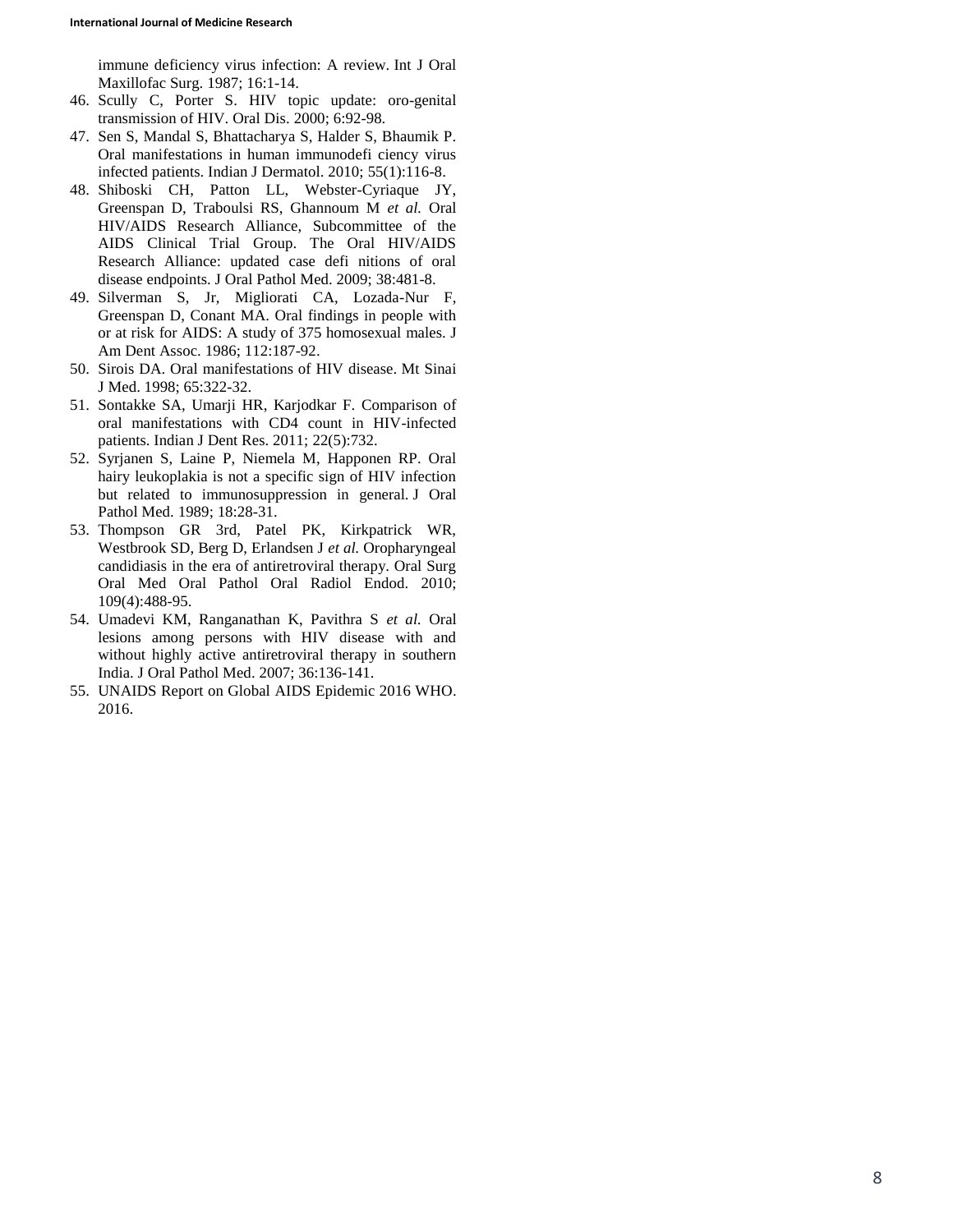immune deficiency virus infection: A review. Int J Oral Maxillofac Surg. 1987; 16:1-14.

46. Scully C, Porter S. HIV topic update: oro-genital transmission of HIV. Oral Dis. 2000; 6:92-98.
47. Sen S, Mandal S, Bhattacharya S, Halder S, Bhaumik P. Oral manifestations in human immunodefi ciency virus infected patients. Indian J Dermatol. 2010; 55(1):116-8.
48. Shiboski CH, Patton LL, Webster-Cyriaque JY, Greenspan D, Traboulsi RS, Ghannoum M *et al.* Oral HIV/AIDS Research Alliance, Subcommittee of the AIDS Clinical Trial Group. The Oral HIV/AIDS Research Alliance: updated case defi nitions of oral disease endpoints. J Oral Pathol Med. 2009; 38:481-8.
49. Silverman S, Jr, Migliorati CA, Lozada-Nur F, Greenspan D, Conant MA. Oral findings in people with or at risk for AIDS: A study of 375 homosexual males. J Am Dent Assoc. 1986; 112:187-92.
50. Sirois DA. Oral manifestations of HIV disease. Mt Sinai J Med. 1998; 65:322-32.
51. Sontakke SA, Umarji HR, Karjodkar F. Comparison of oral manifestations with CD4 count in HIV-infected patients. Indian J Dent Res. 2011; 22(5):732.
52. Syrjanen S, Laine P, Niemela M, Happonen RP. Oral hairy leukoplakia is not a specific sign of HIV infection but related to immunosuppression in general. J Oral Pathol Med. 1989; 18:28-31.
53. Thompson GR 3rd, Patel PK, Kirkpatrick WR, Westbrook SD, Berg D, Erlandsen J *et al.* Oropharyngeal candidiasis in the era of antiretroviral therapy. Oral Surg Oral Med Oral Pathol Oral Radiol Endod. 2010; 109(4):488-95.
54. Umadevi KM, Ranganathan K, Pavithra S *et al.* Oral lesions among persons with HIV disease with and without highly active antiretroviral therapy in southern India. J Oral Pathol Med. 2007; 36:136-141.
55. UNAIDS Report on Global AIDS Epidemic 2016 WHO. 2016.